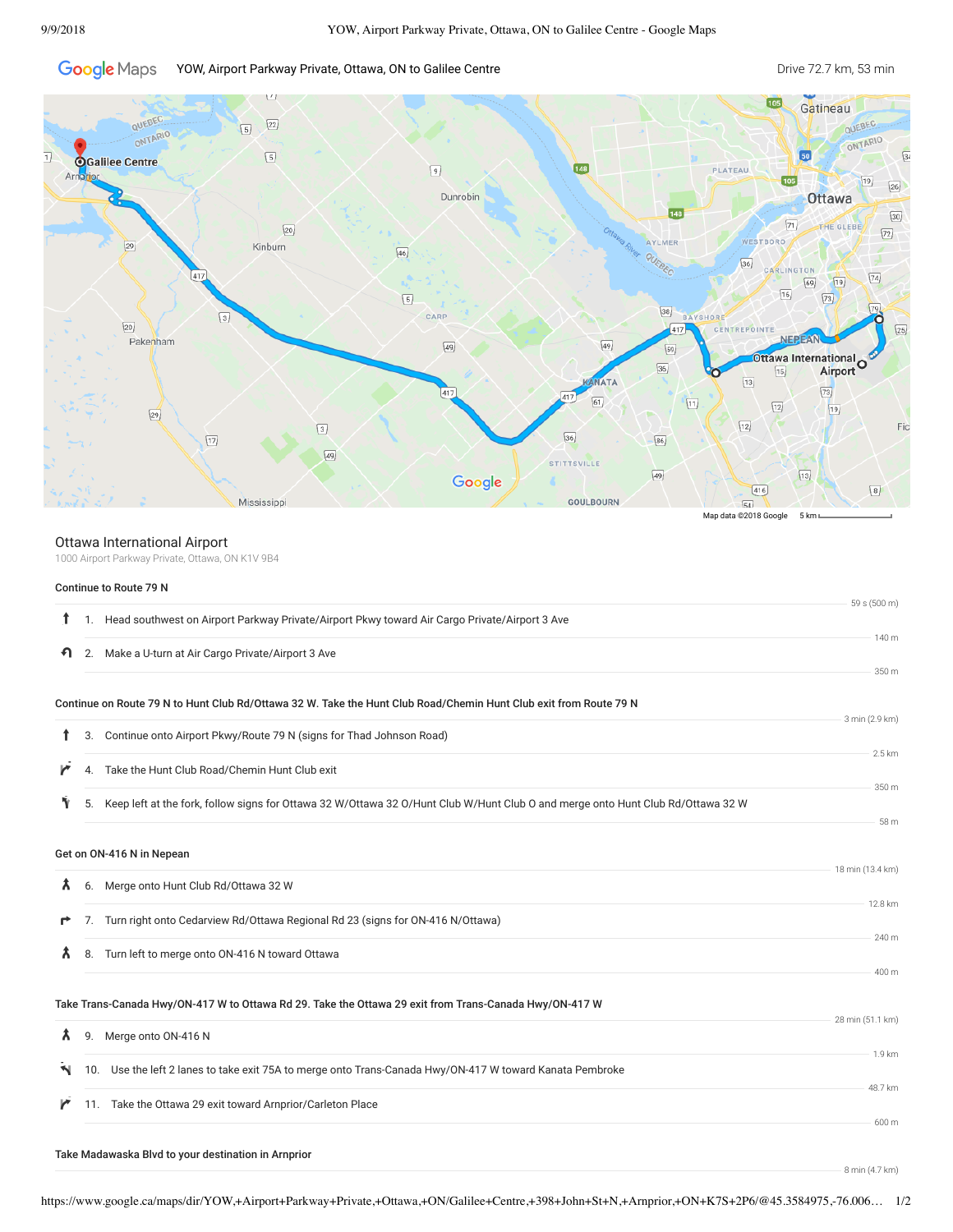Google Maps — YOW, Airport Parkway Private, Ottawa, ON to Galilee Centre

Drive 72.7 km, 53 min

Map data ©2018 Google 5 km

## Ottawa International Airport

1000 Airport Parkway Private, Ottawa, ON K1V 9B4

### Continue to Route 79 N

59 s (500 m)

1. Head southwest on Airport Parkway Private/Airport Pkwy toward Air Cargo Private/Airport 3 Ave

   140 m

2. Make a U-turn at Air Cargo Private/Airport 3 Ave

   350 m

### Continue on Route 79 N to Hunt Club Rd/Ottawa 32 W. Take the Hunt Club Road/Chemin Hunt Club exit from Route 79 N

3 min (2.9 km)

3. Continue onto Airport Pkwy/Route 79 N (signs for Thad Johnson Road)

   2.5 km

4. Take the Hunt Club Road/Chemin Hunt Club exit

   350 m

5. Keep left at the fork, follow signs for Ottawa 32 W/Ottawa 32 O/Hunt Club W/Hunt Club O and merge onto Hunt Club Rd/Ottawa 32 W

   58 m

### Get on ON-416 N in Nepean

18 min (13.4 km)

6. Merge onto Hunt Club Rd/Ottawa 32 W

   12.8 km

7. Turn right onto Cedarview Rd/Ottawa Regional Rd 23 (signs for ON-416 N/Ottawa)

   240 m

8. Turn left to merge onto ON-416 N toward Ottawa

   400 m

### Take Trans-Canada Hwy/ON-417 W to Ottawa Rd 29. Take the Ottawa 29 exit from Trans-Canada Hwy/ON-417 W

28 min (51.1 km)

9. Merge onto ON-416 N

   1.9 km

10. Use the left 2 lanes to take exit 75A to merge onto Trans-Canada Hwy/ON-417 W toward Kanata Pembroke

    48.7 km

11. Take the Ottawa 29 exit toward Arnprior/Carleton Place

    600 m

### Take Madawaska Blvd to your destination in Arnprior

8 min (4.7 km)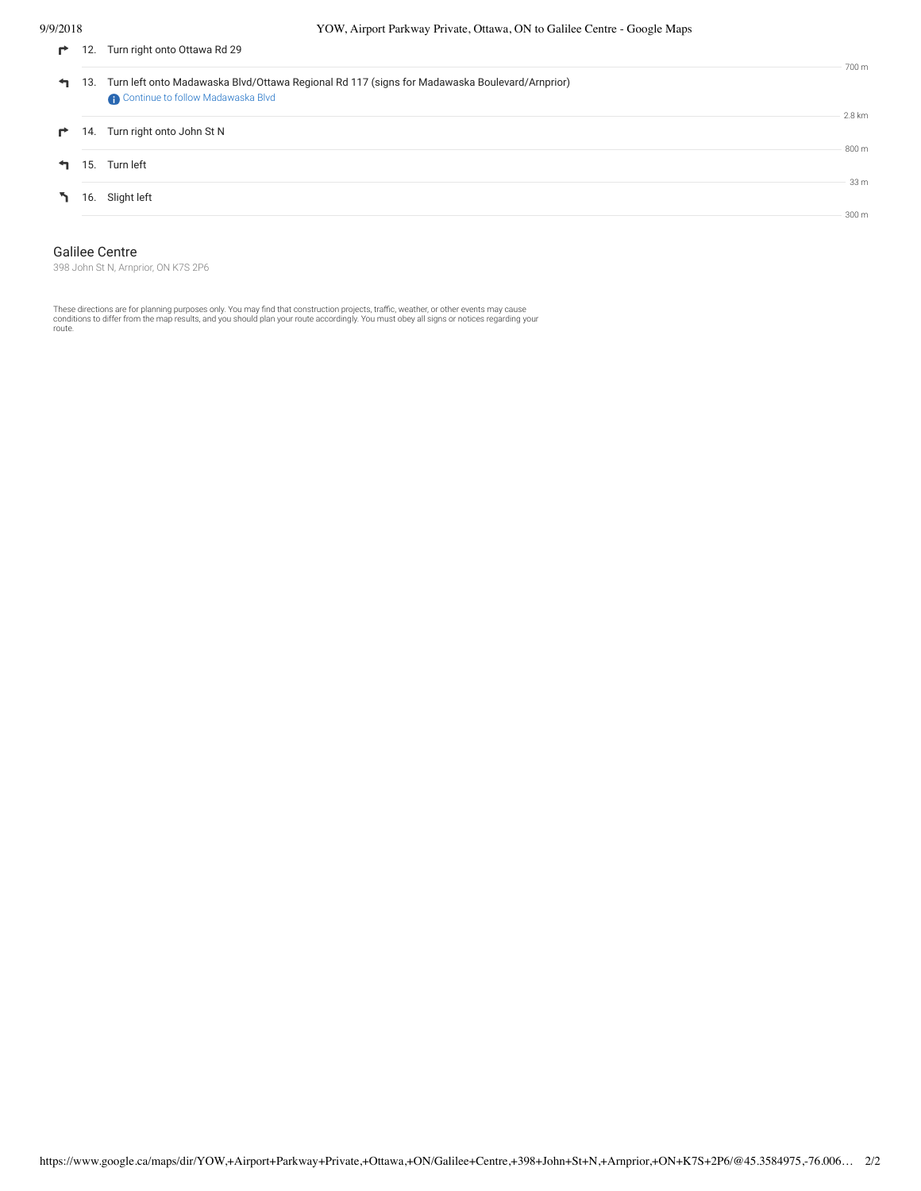12. Turn right onto Ottawa Rd 29

700 m

13. Turn left onto Madawaska Blvd/Ottawa Regional Rd 117 (signs for Madawaska Boulevard/Arnprior)
    Continue to follow Madawaska Blvd

2.8 km

14. Turn right onto John St N

800 m

15. Turn left

33 m

16. Slight left

300 m

## Galilee Centre

398 John St N, Arnprior, ON K7S 2P6

These directions are for planning purposes only. You may find that construction projects, traffic, weather, or other events may cause conditions to differ from the map results, and you should plan your route accordingly. You must obey all signs or notices regarding your route.